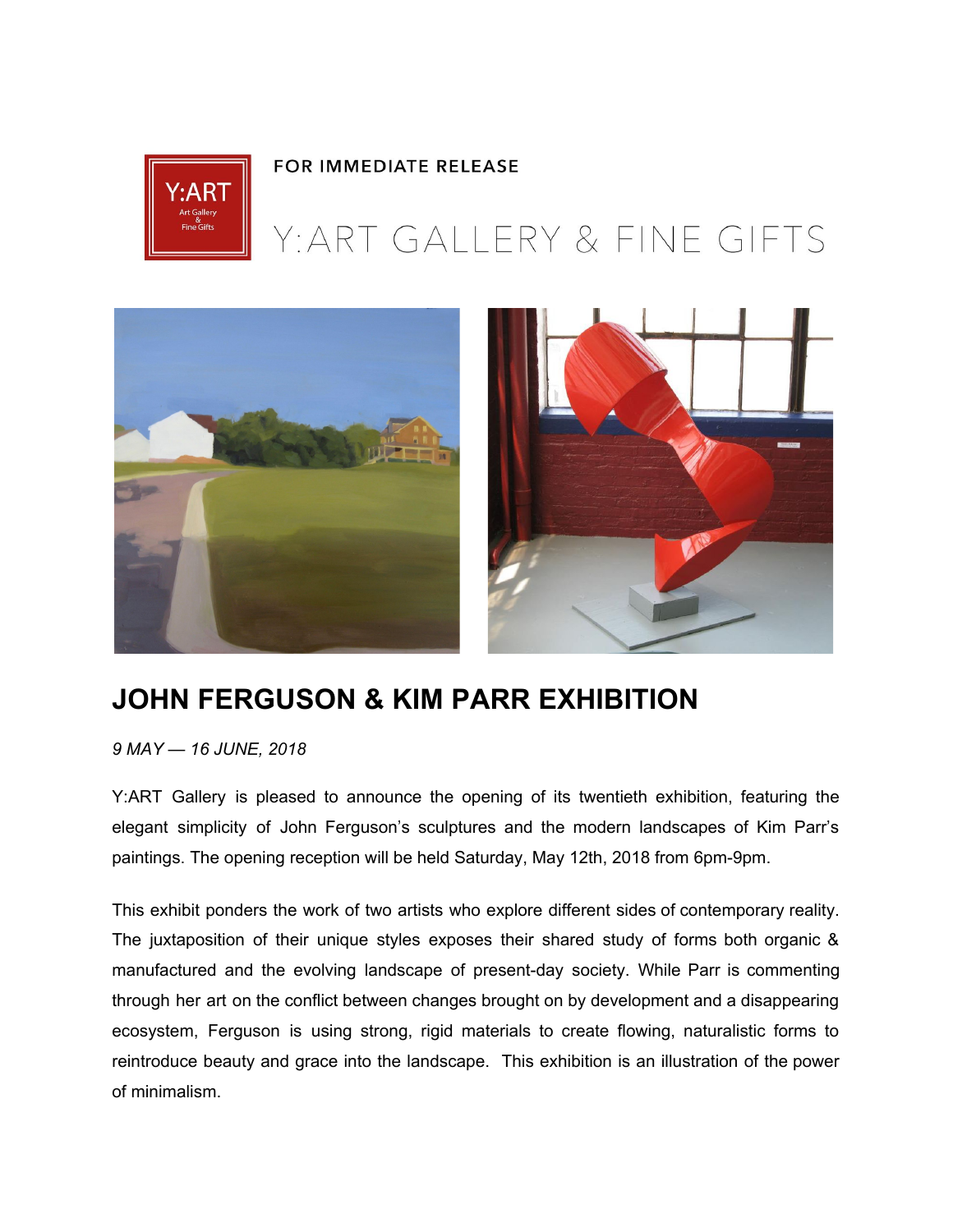FOR IMMEDIATE RELEASE

Y:ART GALLERY & FINE GIFTS

# JOHN FERGUSON & KIM PARR EXHIBITION

*9 MAY — 16 JUNE, 2018*

Y:ART Gallery is pleased to announce the opening of its twentieth exhibition, featuring the elegant simplicity of John Ferguson's sculptures and the modern landscapes of Kim Parr's paintings. The opening reception will be held Saturday, May 12th, 2018 from 6pm-9pm.

This exhibit ponders the work of two artists who explore different sides of contemporary reality. The juxtaposition of their unique styles exposes their shared study of forms both organic & manufactured and the evolving landscape of present-day society. While Parr is commenting through her art on the conflict between changes brought on by development and a disappearing ecosystem, Ferguson is using strong, rigid materials to create flowing, naturalistic forms to reintroduce beauty and grace into the landscape. This exhibition is an illustration of the power of minimalism.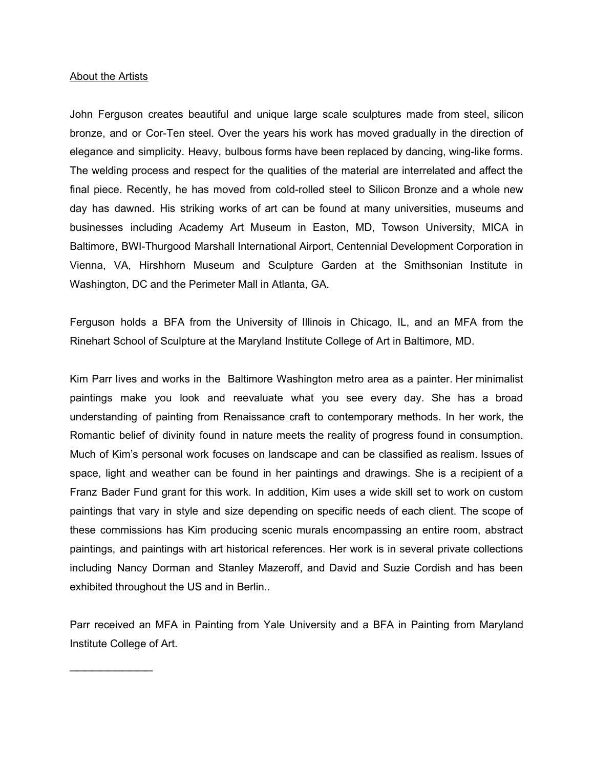About the Artists

John Ferguson creates beautiful and unique large scale sculptures made from steel, silicon bronze, and or Cor-Ten steel. Over the years his work has moved gradually in the direction of elegance and simplicity. Heavy, bulbous forms have been replaced by dancing, wing-like forms. The welding process and respect for the qualities of the material are interrelated and affect the final piece. Recently, he has moved from cold-rolled steel to Silicon Bronze and a whole new day has dawned. His striking works of art can be found at many universities, museums and businesses including Academy Art Museum in Easton, MD, Towson University, MICA in Baltimore, BWI-Thurgood Marshall International Airport, Centennial Development Corporation in Vienna, VA, Hirshhorn Museum and Sculpture Garden at the Smithsonian Institute in Washington, DC and the Perimeter Mall in Atlanta, GA.

Ferguson holds a BFA from the University of Illinois in Chicago, IL, and an MFA from the Rinehart School of Sculpture at the Maryland Institute College of Art in Baltimore, MD.

Kim Parr lives and works in the Baltimore Washington metro area as a painter. Her minimalist paintings make you look and reevaluate what you see every day. She has a broad understanding of painting from Renaissance craft to contemporary methods. In her work, the Romantic belief of divinity found in nature meets the reality of progress found in consumption. Much of Kim's personal work focuses on landscape and can be classified as realism. Issues of space, light and weather can be found in her paintings and drawings. She is a recipient of a Franz Bader Fund grant for this work. In addition, Kim uses a wide skill set to work on custom paintings that vary in style and size depending on specific needs of each client. The scope of these commissions has Kim producing scenic murals encompassing an entire room, abstract paintings, and paintings with art historical references. Her work is in several private collections including Nancy Dorman and Stanley Mazeroff, and David and Suzie Cordish and has been exhibited throughout the US and in Berlin..

Parr received an MFA in Painting from Yale University and a BFA in Painting from Maryland Institute College of Art.

---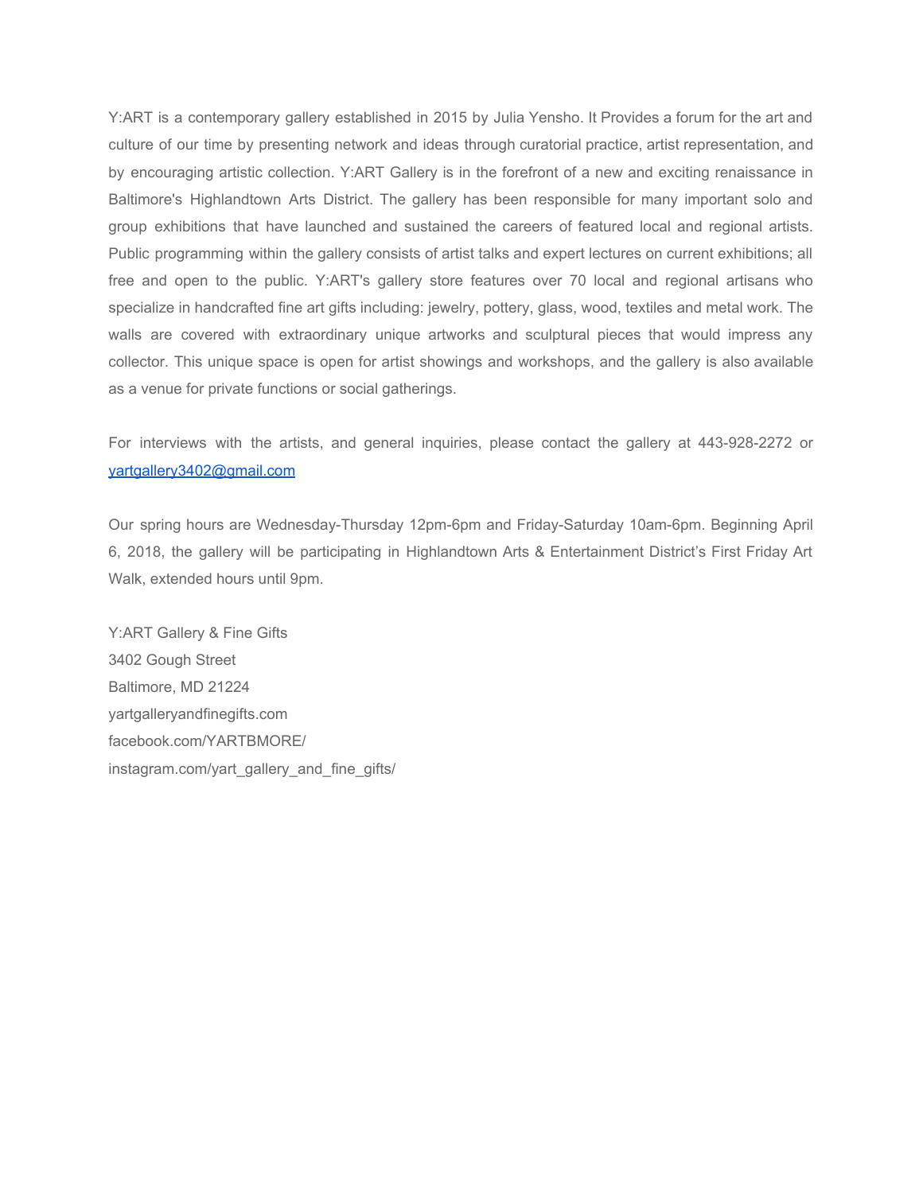Y:ART is a contemporary gallery established in 2015 by Julia Yensho. It Provides a forum for the art and culture of our time by presenting network and ideas through curatorial practice, artist representation, and by encouraging artistic collection. Y:ART Gallery is in the forefront of a new and exciting renaissance in Baltimore's Highlandtown Arts District. The gallery has been responsible for many important solo and group exhibitions that have launched and sustained the careers of featured local and regional artists. Public programming within the gallery consists of artist talks and expert lectures on current exhibitions; all free and open to the public. Y:ART's gallery store features over 70 local and regional artisans who specialize in handcrafted fine art gifts including: jewelry, pottery, glass, wood, textiles and metal work. The walls are covered with extraordinary unique artworks and sculptural pieces that would impress any collector. This unique space is open for artist showings and workshops, and the gallery is also available as a venue for private functions or social gatherings.

For interviews with the artists, and general inquiries, please contact the gallery at 443-928-2272 or yartgallery3402@gmail.com

Our spring hours are Wednesday-Thursday 12pm-6pm and Friday-Saturday 10am-6pm. Beginning April 6, 2018, the gallery will be participating in Highlandtown Arts & Entertainment District's First Friday Art Walk, extended hours until 9pm.

Y:ART Gallery & Fine Gifts
3402 Gough Street
Baltimore, MD 21224
yartgalleryandfinegifts.com
facebook.com/YARTBMORE/
instagram.com/yart_gallery_and_fine_gifts/